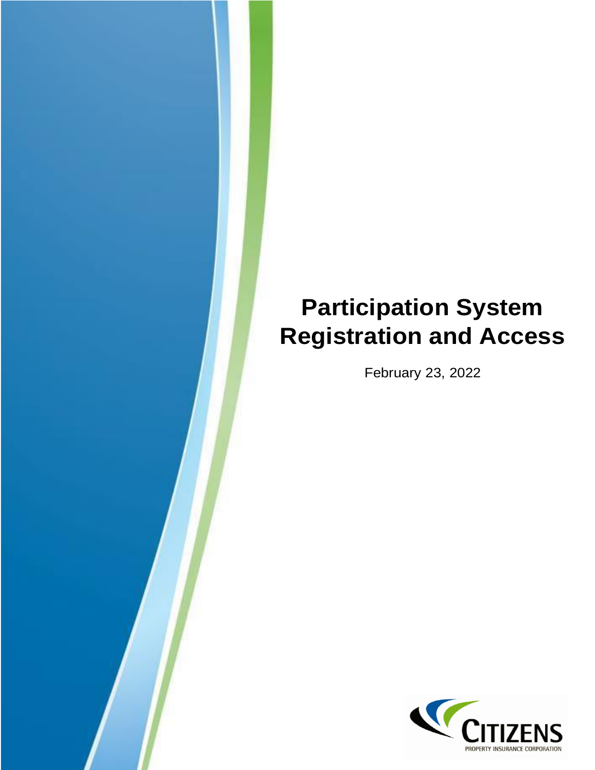# Participation System Registration and Access

February 23, 2022

CITIZENS PROPERTY INSURANCE CORPORATION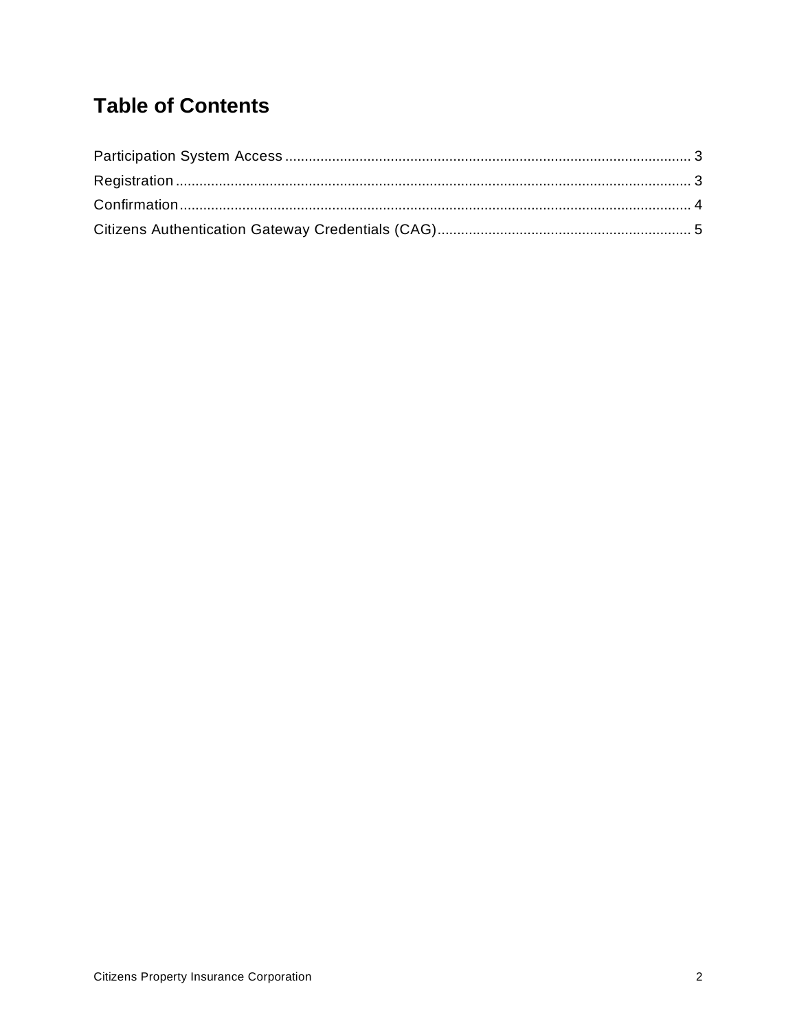# Table of Contents

Participation System Access ........................................................................................................ 3
Registration ................................................................................................................................... 3
Confirmation .................................................................................................................................. 4
Citizens Authentication Gateway Credentials (CAG) ................................................................. 5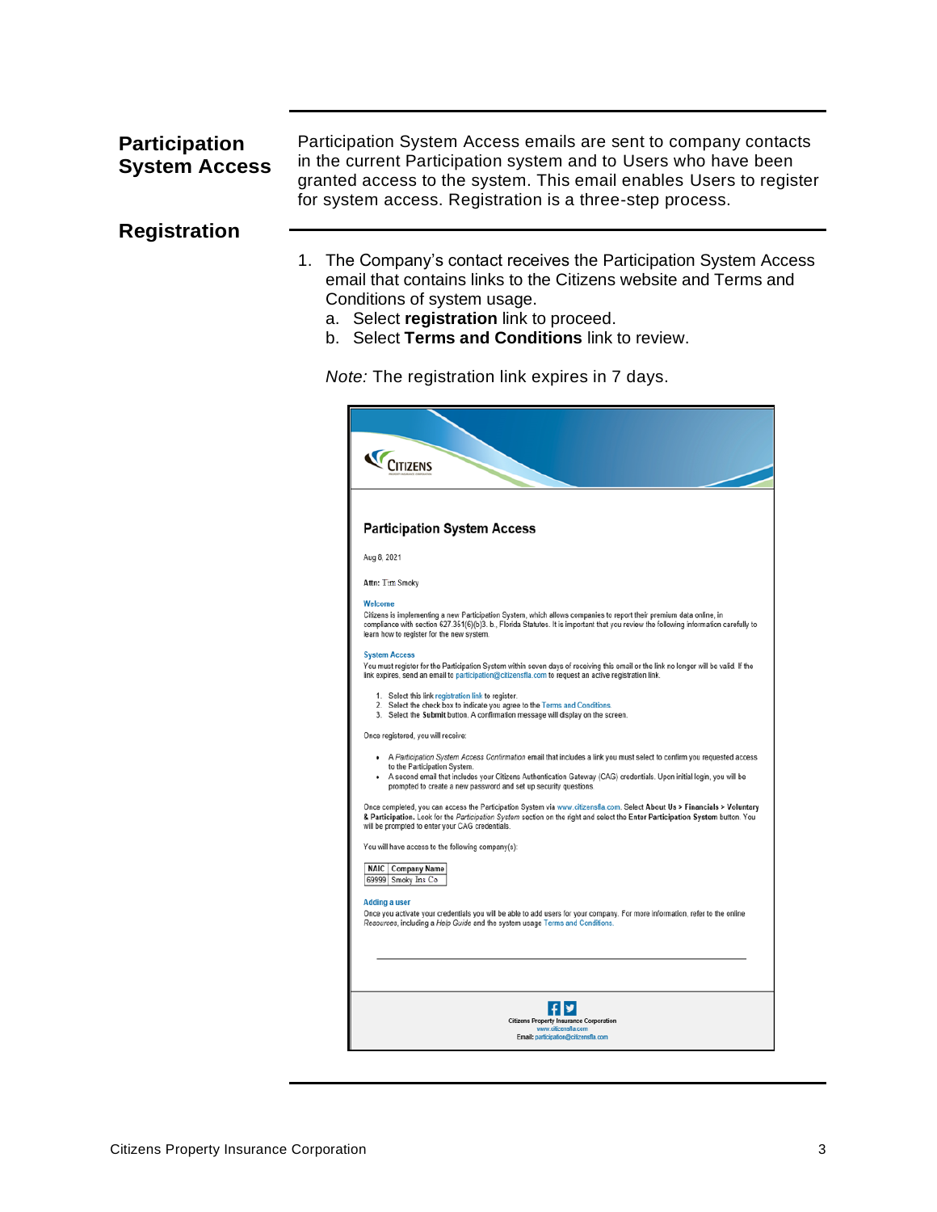## Participation System Access

Participation System Access emails are sent to company contacts in the current Participation system and to Users who have been granted access to the system. This email enables Users to register for system access. Registration is a three-step process.

## Registration

1. The Company's contact receives the Participation System Access email that contains links to the Citizens website and Terms and Conditions of system usage.
   a. Select **registration** link to proceed.
   b. Select **Terms and Conditions** link to review.

   *Note:* The registration link expires in 7 days.

CITIZENS

**Participation System Access**

Aug 8, 2021

**Attn:** Tim Smoky

**Welcome**

Citizens is implementing a new Participation System, which allows companies to report their premium data online, in compliance with section 627.351(6)(b)3. b., Florida Statutes. It is important that you review the following information carefully to learn how to register for the new system.

**System Access**

You must register for the Participation System within seven days of receiving this email or the link no longer will be valid. If the link expires, send an email to participation@citizensfla.com to request an active registration link.

1. Select this link registration link to register.
2. Select the check box to indicate you agree to the Terms and Conditions.
3. Select the **Submit** button. A confirmation message will display on the screen.

Once registered, you will receive:

- A *Participation System Access Confirmation* email that includes a link you must select to confirm you requested access to the Participation System.
- A second email that includes your Citizens Authentication Gateway (CAG) credentials. Upon initial login, you will be prompted to create a new password and set up security questions.

Once completed, you can access the Participation System via www.citizensfla.com. Select **About Us > Financials > Voluntary & Participation.** Look for the *Participation System* section on the right and select the **Enter Participation System** button. You will be prompted to enter your CAG credentials.

You will have access to the following company(s):

| NAIC | Company Name |
|---|---|
| 69999 | Smoky Ins Co |

**Adding a user**

Once you activate your credentials you will be able to add users for your company. For more information, refer to the online *Resources*, including a *Help Guide* and the system usage Terms and Conditions.

Citizens Property Insurance Corporation
www.citizensfla.com
Email: participation@citizensfla.com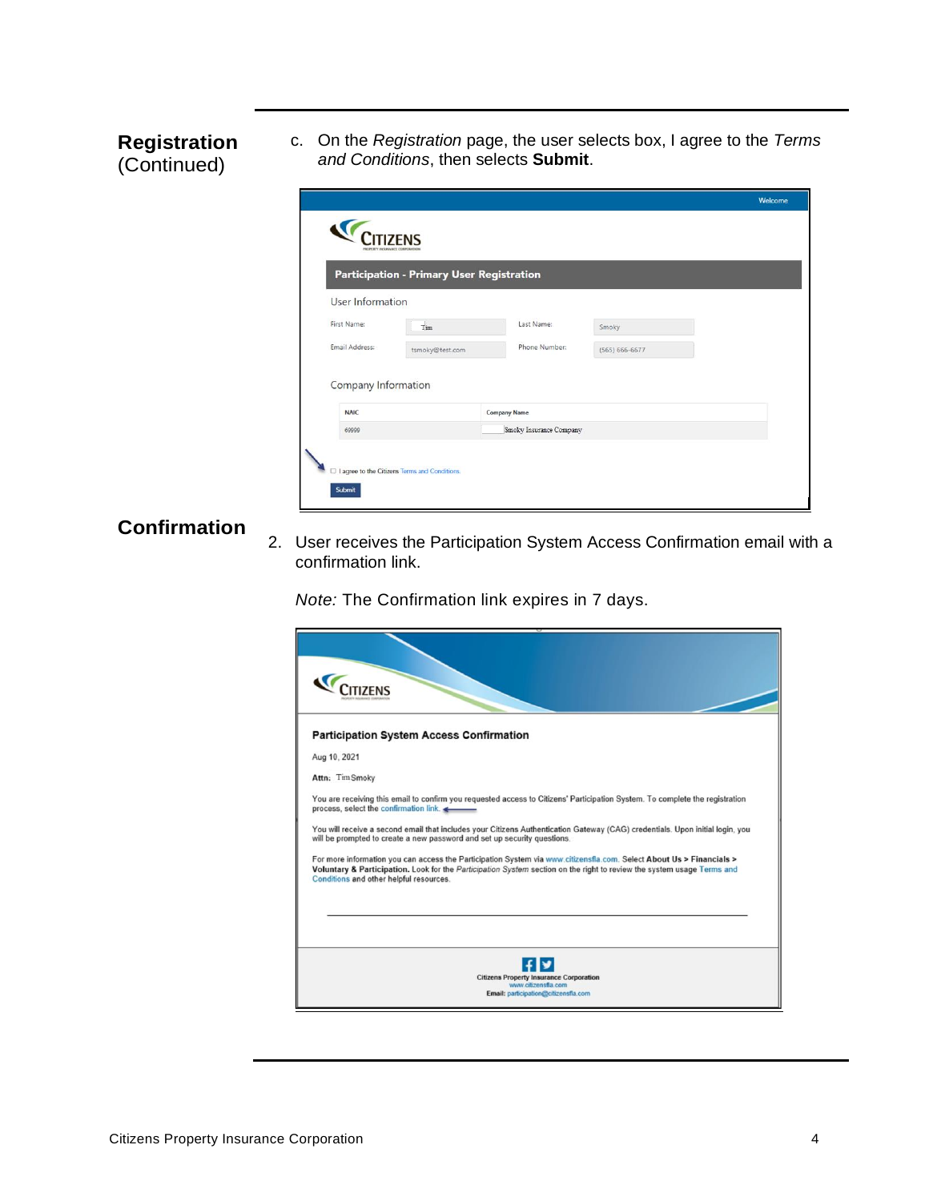**Registration** (Continued)

c. On the *Registration* page, the user selects box, I agree to the *Terms and Conditions*, then selects **Submit**.

Welcome

CITIZENS

**Participation - Primary User Registration**

User Information

| First Name: | Tim | Last Name: | Smoky |
|---|---|---|---|
| Email Address: | tsmoky@test.com | Phone Number: | (565) 666-6677 |

Company Information

| NAIC | Company Name |
|---|---|
| 69999 | Smoky Insurance Company |

☐ I agree to the Citizens Terms and Conditions.

Submit

**Confirmation**

2. User receives the Participation System Access Confirmation email with a confirmation link.

   *Note:* The Confirmation link expires in 7 days.

CITIZENS

**Participation System Access Confirmation**

Aug 10, 2021

**Attn:** Tim Smoky

You are receiving this email to confirm you requested access to Citizens' Participation System. To complete the registration process, select the confirmation link.

You will receive a second email that includes your Citizens Authentication Gateway (CAG) credentials. Upon initial login, you will be prompted to create a new password and set up security questions.

For more information you can access the Participation System via www.citizensfla.com. Select **About Us > Financials > Voluntary & Participation.** Look for the *Participation System* section on the right to review the system usage Terms and Conditions and other helpful resources.

**Citizens Property Insurance Corporation**
www.citizensfla.com
**Email:** participation@citizensfla.com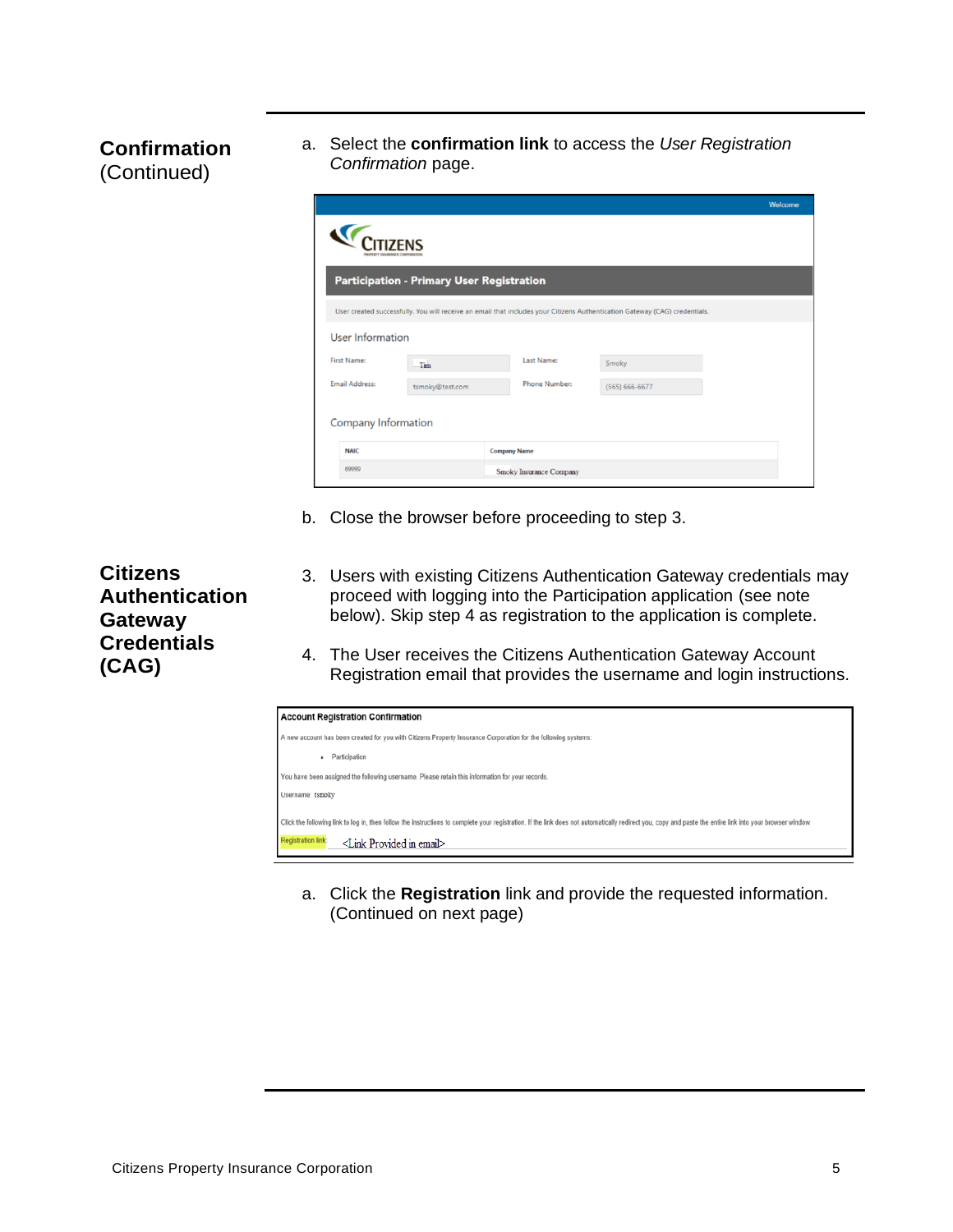## Confirmation (Continued)

a. Select the **confirmation link** to access the *User Registration Confirmation* page.

Welcome

CITIZENS

**Participation - Primary User Registration**

User created successfully. You will receive an email that includes your Citizens Authentication Gateway (CAG) credentials.

User Information

| First Name: | Tim | Last Name: | Smoky |
| --- | --- | --- | --- |
| Email Address: | tsmoky@test.com | Phone Number: | (565) 666-6677 |

Company Information

| NAIC | Company Name |
| --- | --- |
| 69999 | Smoky Insurance Company |

b. Close the browser before proceeding to step 3.

## Citizens Authentication Gateway Credentials (CAG)

3. Users with existing Citizens Authentication Gateway credentials may proceed with logging into the Participation application (see note below). Skip step 4 as registration to the application is complete.

4. The User receives the Citizens Authentication Gateway Account Registration email that provides the username and login instructions.

**Account Registration Confirmation**

A new account has been created for you with Citizens Property Insurance Corporation for the following systems:

- Participation

You have been assigned the following username. Please retain this information for your records.

Username: tsmoky

Click the following link to log in, then follow the instructions to complete your registration. If the link does not automatically redirect you, copy and paste the entire link into your browser window.

Registration link: <Link Provided in email>

a. Click the **Registration** link and provide the requested information. (Continued on next page)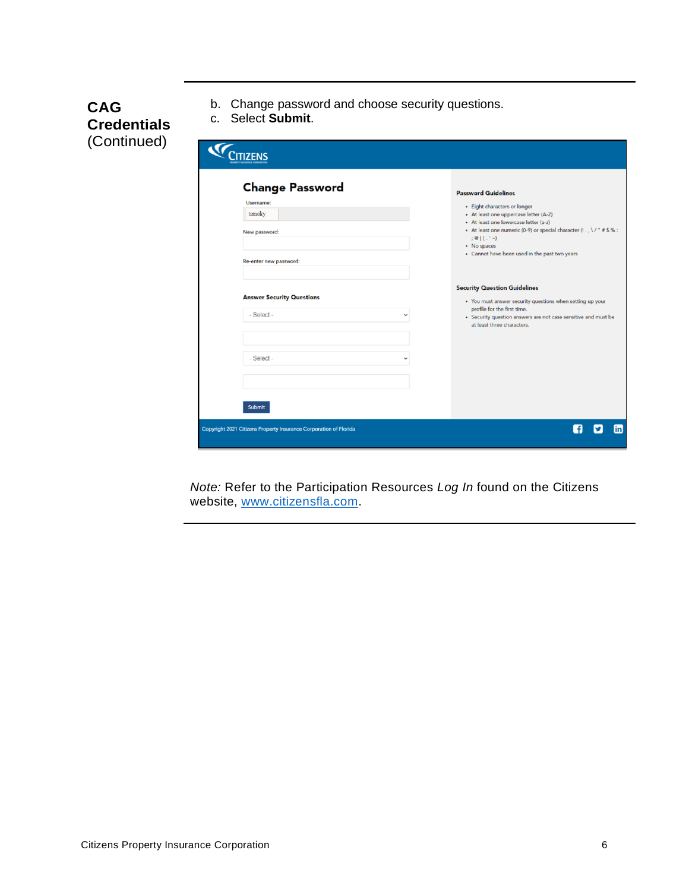## CAG Credentials (Continued)

b. Change password and choose security questions.
c. Select **Submit**.

CITIZENS

**Change Password**

Username:

tsmoky

New password:

Re-enter new password:

**Answer Security Questions**

- Select -

- Select -

Submit

**Password Guidelines**

- Eight characters or longer
- At least one uppercase letter (A-Z)
- At least one lowercase letter (a-z)
- At least one numeric (0-9) or special character (! . , \ / " # $ % : ; @ [ { . ' ~)
- No spaces
- Cannot have been used in the past two years

**Security Question Guidelines**

- You must answer security questions when setting up your profile for the first time.
- Security question answers are not case sensitive and must be at least three characters.

Copyright 2021 Citizens Property Insurance Corporation of Florida

*Note:* Refer to the Participation Resources *Log In* found on the Citizens website, [www.citizensfla.com](http://www.citizensfla.com).